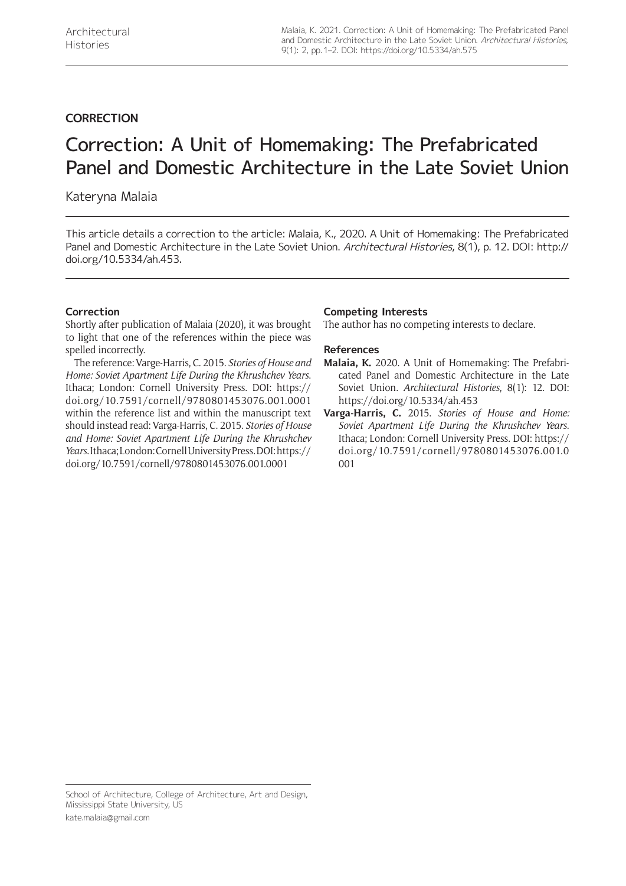**CORRECTION**

# Correction: A Unit of Homemaking: The Prefabricated Panel and Domestic Architecture in the Late Soviet Union

Kateryna Malaia

This article details a correction to the article: Malaia, K., 2020. A Unit of Homemaking: The Prefabricated Panel and Domestic Architecture in the Late Soviet Union. *Architectural Histories*, 8(1), p. 12. DOI: http://doi.org/10.5334/ah.453.

### Correction

Shortly after publication of Malaia (2020), it was brought to light that one of the references within the piece was spelled incorrectly.

The reference: Varge-Harris, C. 2015. *Stories of House and Home: Soviet Apartment Life During the Khrushchev Years.* Ithaca; London: Cornell University Press. DOI: https://doi.org/10.7591/cornell/9780801453076.001.0001 within the reference list and within the manuscript text should instead read: Varga-Harris, C. 2015. *Stories of House and Home: Soviet Apartment Life During the Khrushchev Years.* Ithaca; London: Cornell University Press. DOI: https://doi.org/10.7591/cornell/9780801453076.001.0001

### Competing Interests

The author has no competing interests to declare.

### References

**Malaia, K.** 2020. A Unit of Homemaking: The Prefabricated Panel and Domestic Architecture in the Late Soviet Union. *Architectural Histories*, 8(1): 12. DOI: https://doi.org/10.5334/ah.453

**Varga-Harris, C.** 2015. *Stories of House and Home: Soviet Apartment Life During the Khrushchev Years.* Ithaca; London: Cornell University Press. DOI: https://doi.org/10.7591/cornell/9780801453076.001.0001

School of Architecture, College of Architecture, Art and Design, Mississippi State University, US

kate.malaia@gmail.com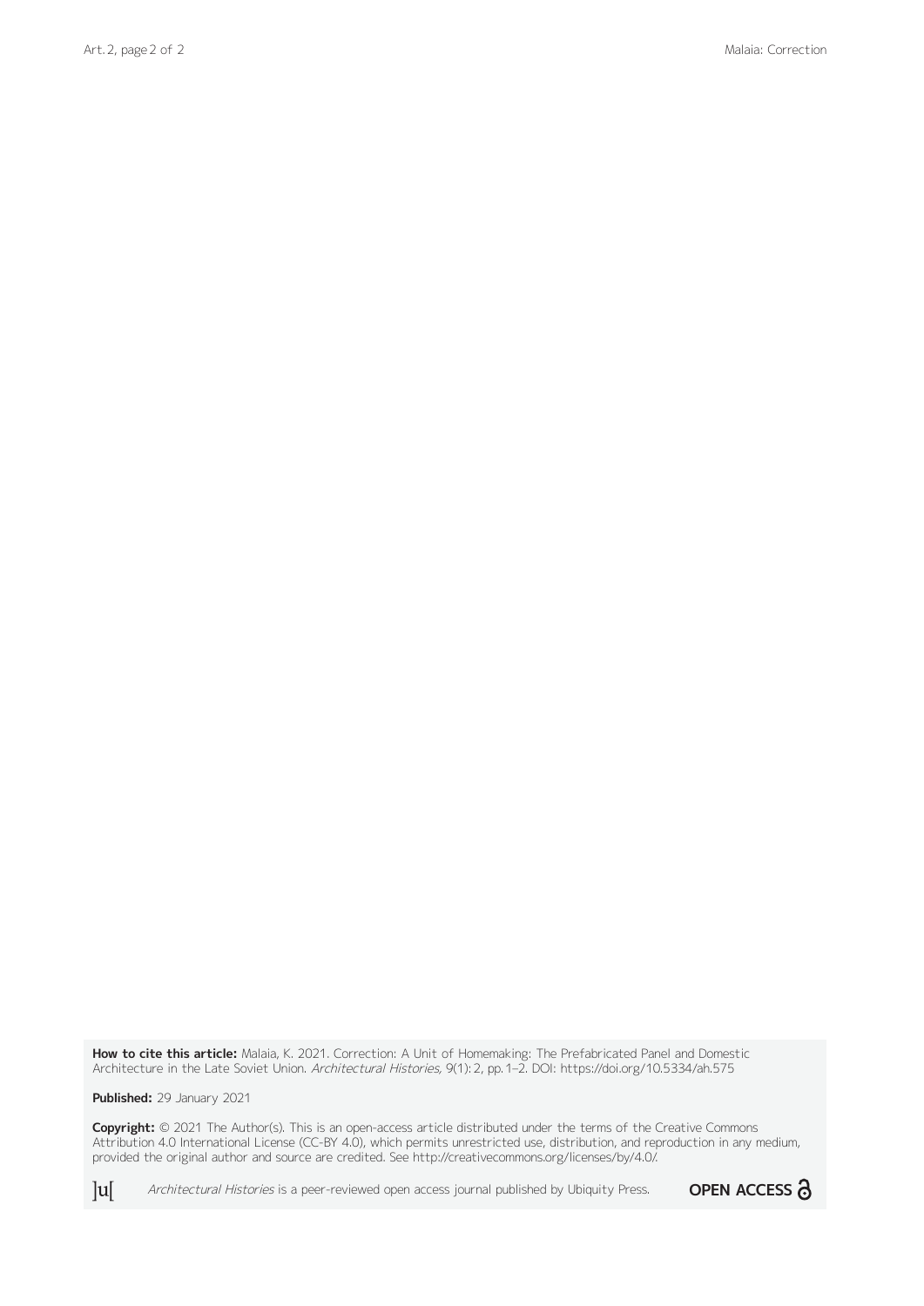**How to cite this article:** Malaia, K. 2021. Correction: A Unit of Homemaking: The Prefabricated Panel and Domestic Architecture in the Late Soviet Union. *Architectural Histories*, 9(1): 2, pp. 1–2. DOI: https://doi.org/10.5334/ah.575

**Published:** 29 January 2021

**Copyright:** © 2021 The Author(s). This is an open-access article distributed under the terms of the Creative Commons Attribution 4.0 International License (CC-BY 4.0), which permits unrestricted use, distribution, and reproduction in any medium, provided the original author and source are credited. See http://creativecommons.org/licenses/by/4.0/.

*Architectural Histories* is a peer-reviewed open access journal published by Ubiquity Press.

**OPEN ACCESS**